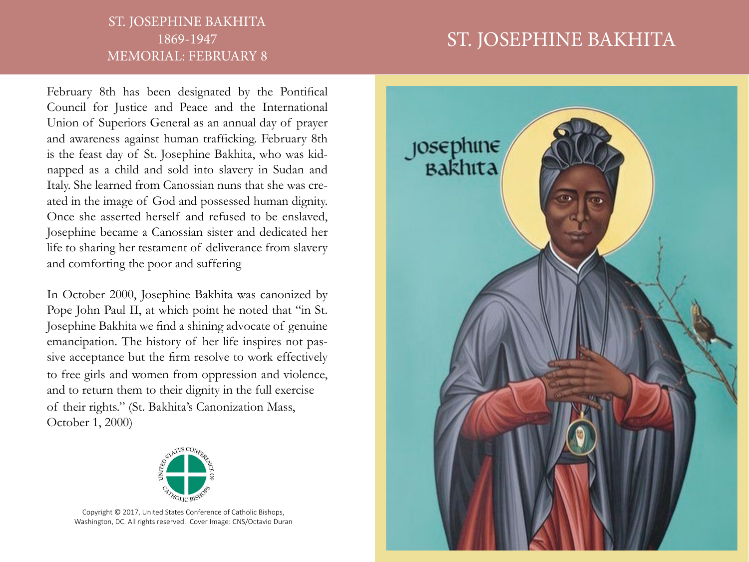# ST. JOSEPHINE BAKHITA

ST. JOSEPHINE BAKHITA
1869-1947
MEMORIAL: FEBRUARY 8

February 8th has been designated by the Pontifical Council for Justice and Peace and the International Union of Superiors General as an annual day of prayer and awareness against human trafficking. February 8th is the feast day of St. Josephine Bakhita, who was kidnapped as a child and sold into slavery in Sudan and Italy. She learned from Canossian nuns that she was created in the image of God and possessed human dignity. Once she asserted herself and refused to be enslaved, Josephine became a Canossian sister and dedicated her life to sharing her testament of deliverance from slavery and comforting the poor and suffering

In October 2000, Josephine Bakhita was canonized by Pope John Paul II, at which point he noted that "in St. Josephine Bakhita we find a shining advocate of genuine emancipation. The history of her life inspires not passive acceptance but the firm resolve to work effectively to free girls and women from oppression and violence, and to return them to their dignity in the full exercise of their rights." (St. Bakhita's Canonization Mass, October 1, 2000)

UNITED STATES CONFERENCE OF CATHOLIC BISHOPS

Copyright © 2017, United States Conference of Catholic Bishops, Washington, DC. All rights reserved. Cover Image: CNS/Octavio Duran

Josephine Bakhita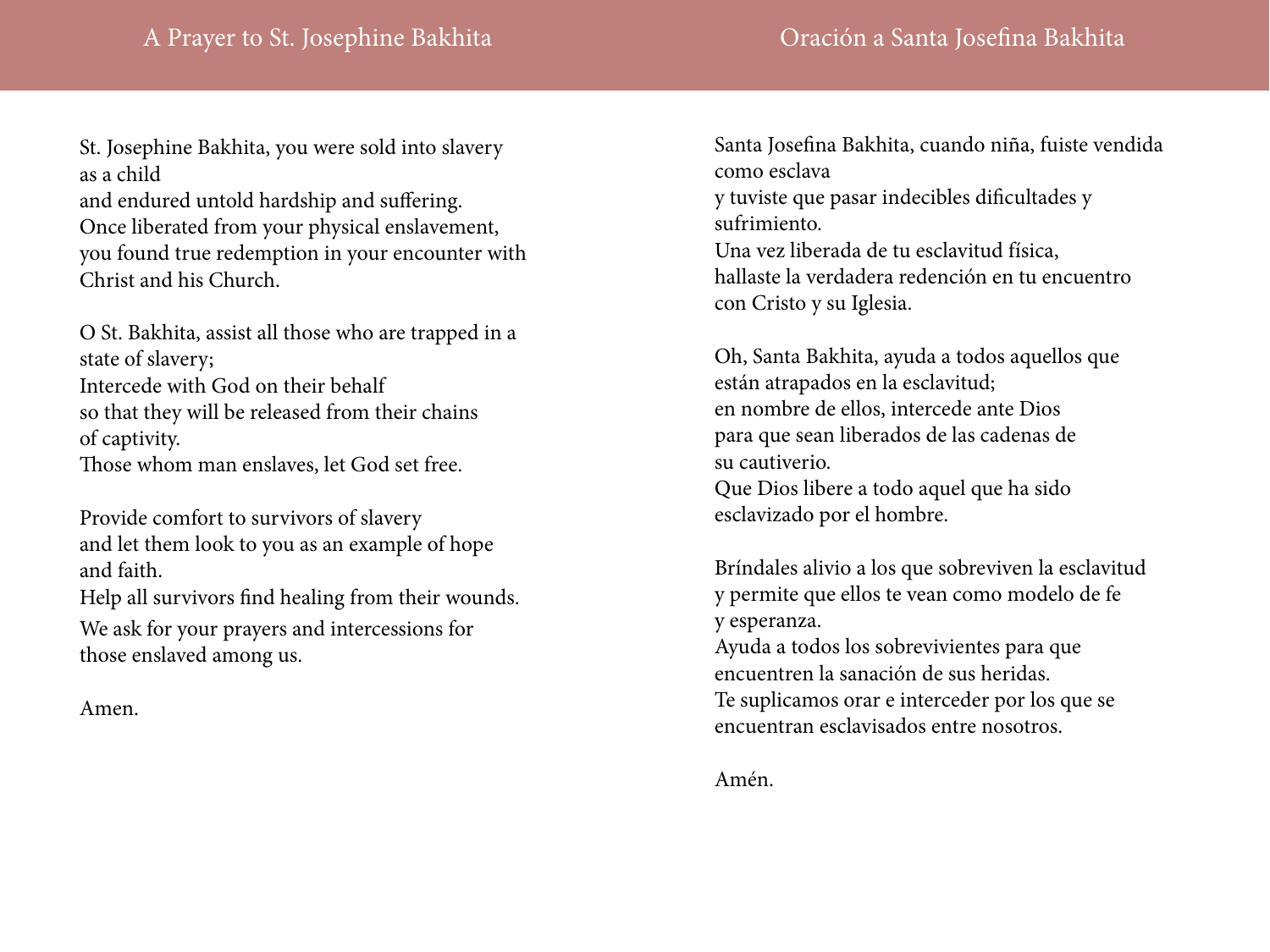# A Prayer to St. Josephine Bakhita

St. Josephine Bakhita, you were sold into slavery as a child
and endured untold hardship and suffering.
Once liberated from your physical enslavement,
you found true redemption in your encounter with Christ and his Church.

O St. Bakhita, assist all those who are trapped in a state of slavery;
Intercede with God on their behalf
so that they will be released from their chains of captivity.
Those whom man enslaves, let God set free.

Provide comfort to survivors of slavery
and let them look to you as an example of hope and faith.
Help all survivors find healing from their wounds.
We ask for your prayers and intercessions for those enslaved among us.

Amen.

# Oración a Santa Josefina Bakhita

Santa Josefina Bakhita, cuando niña, fuiste vendida como esclava
y tuviste que pasar indecibles dificultades y sufrimiento.
Una vez liberada de tu esclavitud física,
hallaste la verdadera redención en tu encuentro con Cristo y su Iglesia.

Oh, Santa Bakhita, ayuda a todos aquellos que están atrapados en la esclavitud;
en nombre de ellos, intercede ante Dios
para que sean liberados de las cadenas de su cautiverio.
Que Dios libere a todo aquel que ha sido esclavizado por el hombre.

Bríndales alivio a los que sobreviven la esclavitud
y permite que ellos te vean como modelo de fe y esperanza.
Ayuda a todos los sobrevivientes para que encuentren la sanación de sus heridas.
Te suplicamos orar e interceder por los que se encuentran esclavisados entre nosotros.

Amén.